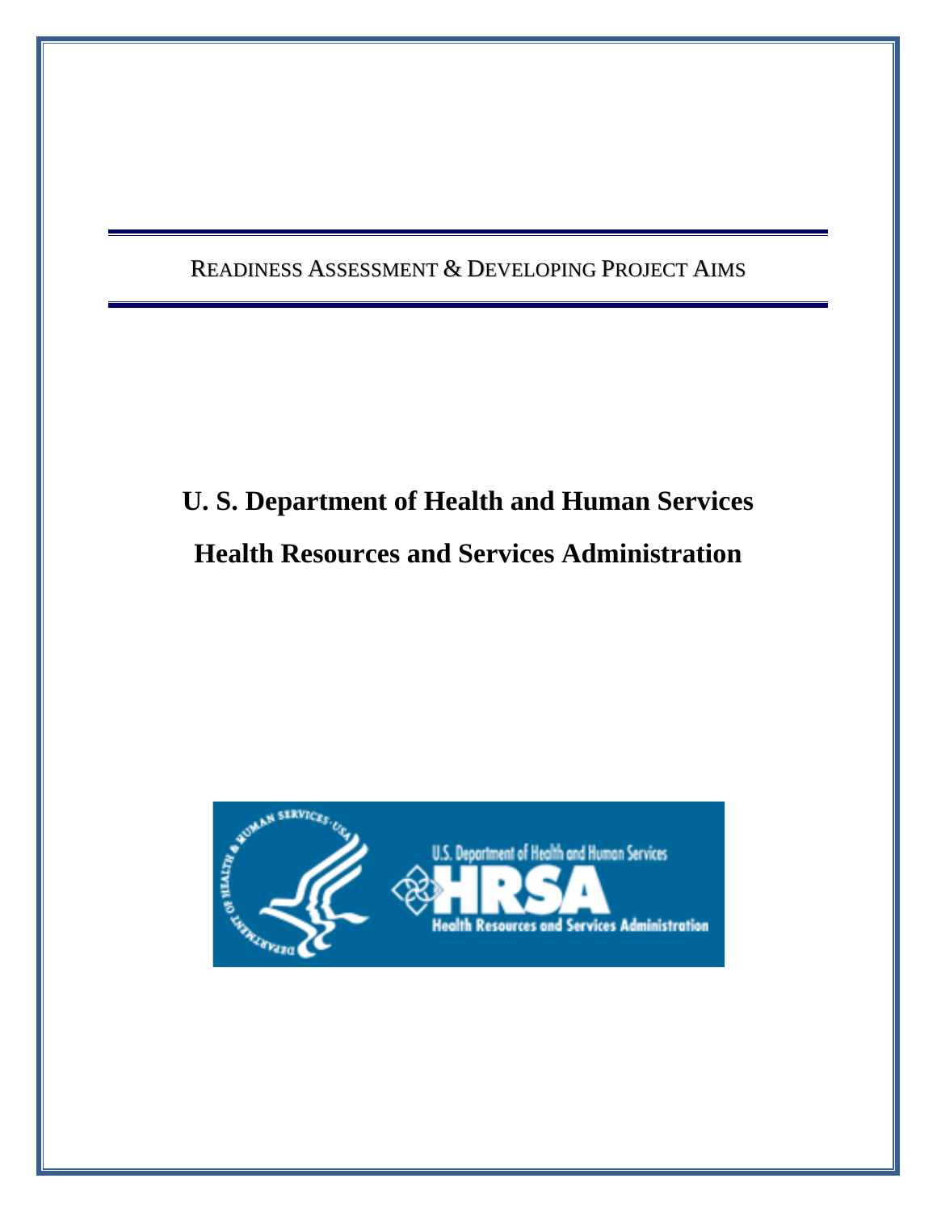# READINESS ASSESSMENT & DEVELOPING PROJECT AIMS

## U. S. Department of Health and Human Services

## Health Resources and Services Administration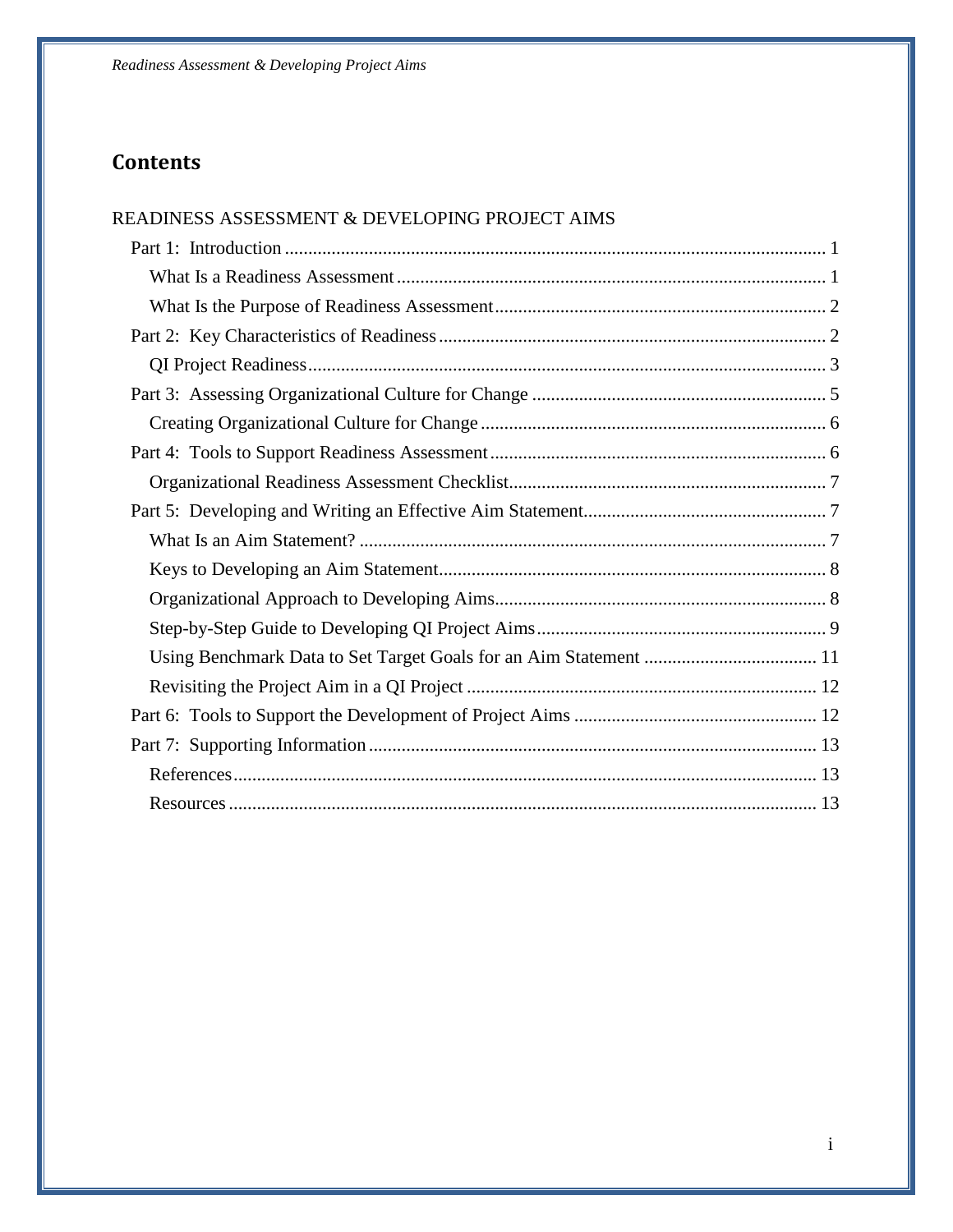## Contents

READINESS ASSESSMENT & DEVELOPING PROJECT AIMS

- Part 1: Introduction ........ 1
  - What Is a Readiness Assessment ........ 1
  - What Is the Purpose of Readiness Assessment ........ 2
- Part 2: Key Characteristics of Readiness ........ 2
  - QI Project Readiness ........ 3
- Part 3: Assessing Organizational Culture for Change ........ 5
  - Creating Organizational Culture for Change ........ 6
- Part 4: Tools to Support Readiness Assessment ........ 6
  - Organizational Readiness Assessment Checklist ........ 7
- Part 5: Developing and Writing an Effective Aim Statement ........ 7
  - What Is an Aim Statement? ........ 7
  - Keys to Developing an Aim Statement ........ 8
  - Organizational Approach to Developing Aims ........ 8
  - Step-by-Step Guide to Developing QI Project Aims ........ 9
  - Using Benchmark Data to Set Target Goals for an Aim Statement ........ 11
  - Revisiting the Project Aim in a QI Project ........ 12
- Part 6: Tools to Support the Development of Project Aims ........ 12
- Part 7: Supporting Information ........ 13
  - References ........ 13
  - Resources ........ 13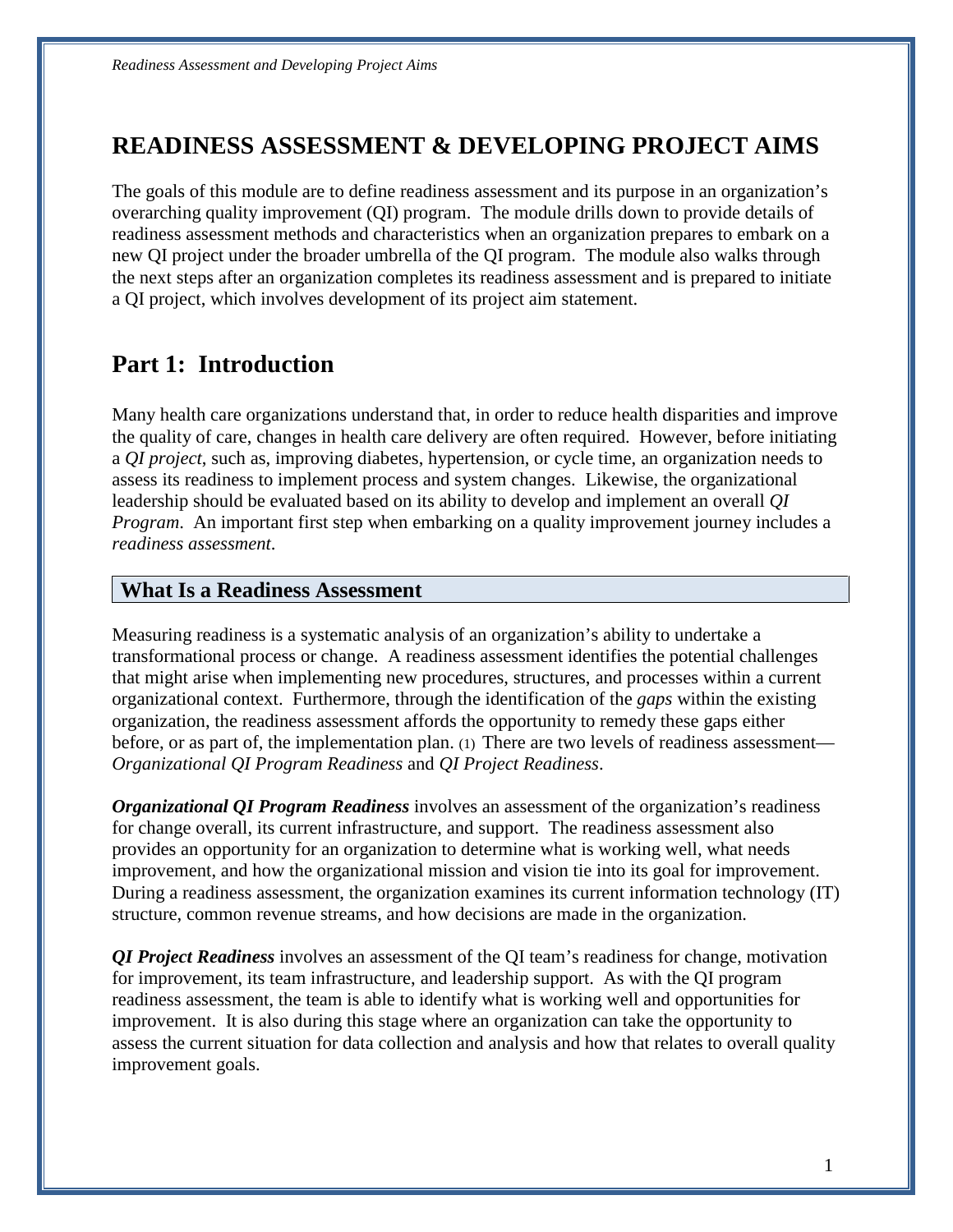# READINESS ASSESSMENT & DEVELOPING PROJECT AIMS

The goals of this module are to define readiness assessment and its purpose in an organization's overarching quality improvement (QI) program. The module drills down to provide details of readiness assessment methods and characteristics when an organization prepares to embark on a new QI project under the broader umbrella of the QI program. The module also walks through the next steps after an organization completes its readiness assessment and is prepared to initiate a QI project, which involves development of its project aim statement.

## Part 1: Introduction

Many health care organizations understand that, in order to reduce health disparities and improve the quality of care, changes in health care delivery are often required. However, before initiating a *QI project*, such as, improving diabetes, hypertension, or cycle time, an organization needs to assess its readiness to implement process and system changes. Likewise, the organizational leadership should be evaluated based on its ability to develop and implement an overall *QI Program*. An important first step when embarking on a quality improvement journey includes a *readiness assessment*.

### What Is a Readiness Assessment

Measuring readiness is a systematic analysis of an organization's ability to undertake a transformational process or change. A readiness assessment identifies the potential challenges that might arise when implementing new procedures, structures, and processes within a current organizational context. Furthermore, through the identification of the *gaps* within the existing organization, the readiness assessment affords the opportunity to remedy these gaps either before, or as part of, the implementation plan. (1) There are two levels of readiness assessment—*Organizational QI Program Readiness* and *QI Project Readiness*.

***Organizational QI Program Readiness*** involves an assessment of the organization's readiness for change overall, its current infrastructure, and support. The readiness assessment also provides an opportunity for an organization to determine what is working well, what needs improvement, and how the organizational mission and vision tie into its goal for improvement. During a readiness assessment, the organization examines its current information technology (IT) structure, common revenue streams, and how decisions are made in the organization.

***QI Project Readiness*** involves an assessment of the QI team's readiness for change, motivation for improvement, its team infrastructure, and leadership support. As with the QI program readiness assessment, the team is able to identify what is working well and opportunities for improvement. It is also during this stage where an organization can take the opportunity to assess the current situation for data collection and analysis and how that relates to overall quality improvement goals.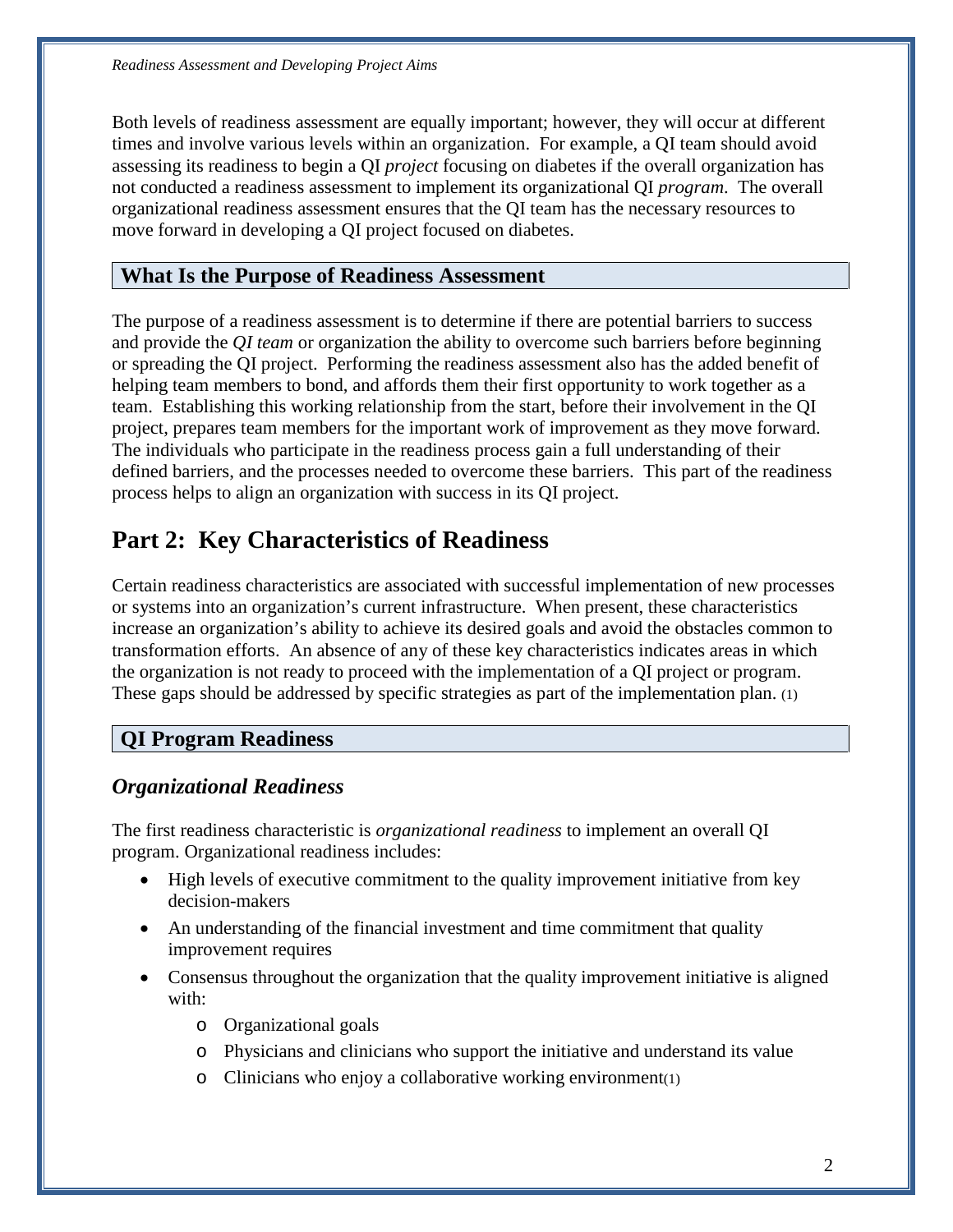Both levels of readiness assessment are equally important; however, they will occur at different times and involve various levels within an organization. For example, a QI team should avoid assessing its readiness to begin a QI *project* focusing on diabetes if the overall organization has not conducted a readiness assessment to implement its organizational QI *program*. The overall organizational readiness assessment ensures that the QI team has the necessary resources to move forward in developing a QI project focused on diabetes.

### What Is the Purpose of Readiness Assessment

The purpose of a readiness assessment is to determine if there are potential barriers to success and provide the *QI team* or organization the ability to overcome such barriers before beginning or spreading the QI project. Performing the readiness assessment also has the added benefit of helping team members to bond, and affords them their first opportunity to work together as a team. Establishing this working relationship from the start, before their involvement in the QI project, prepares team members for the important work of improvement as they move forward. The individuals who participate in the readiness process gain a full understanding of their defined barriers, and the processes needed to overcome these barriers. This part of the readiness process helps to align an organization with success in its QI project.

## Part 2: Key Characteristics of Readiness

Certain readiness characteristics are associated with successful implementation of new processes or systems into an organization's current infrastructure. When present, these characteristics increase an organization's ability to achieve its desired goals and avoid the obstacles common to transformation efforts. An absence of any of these key characteristics indicates areas in which the organization is not ready to proceed with the implementation of a QI project or program. These gaps should be addressed by specific strategies as part of the implementation plan. (1)

### QI Program Readiness

#### *Organizational Readiness*

The first readiness characteristic is *organizational readiness* to implement an overall QI program. Organizational readiness includes:

- High levels of executive commitment to the quality improvement initiative from key decision-makers
- An understanding of the financial investment and time commitment that quality improvement requires
- Consensus throughout the organization that the quality improvement initiative is aligned with:
  - Organizational goals
  - Physicians and clinicians who support the initiative and understand its value
  - Clinicians who enjoy a collaborative working environment(1)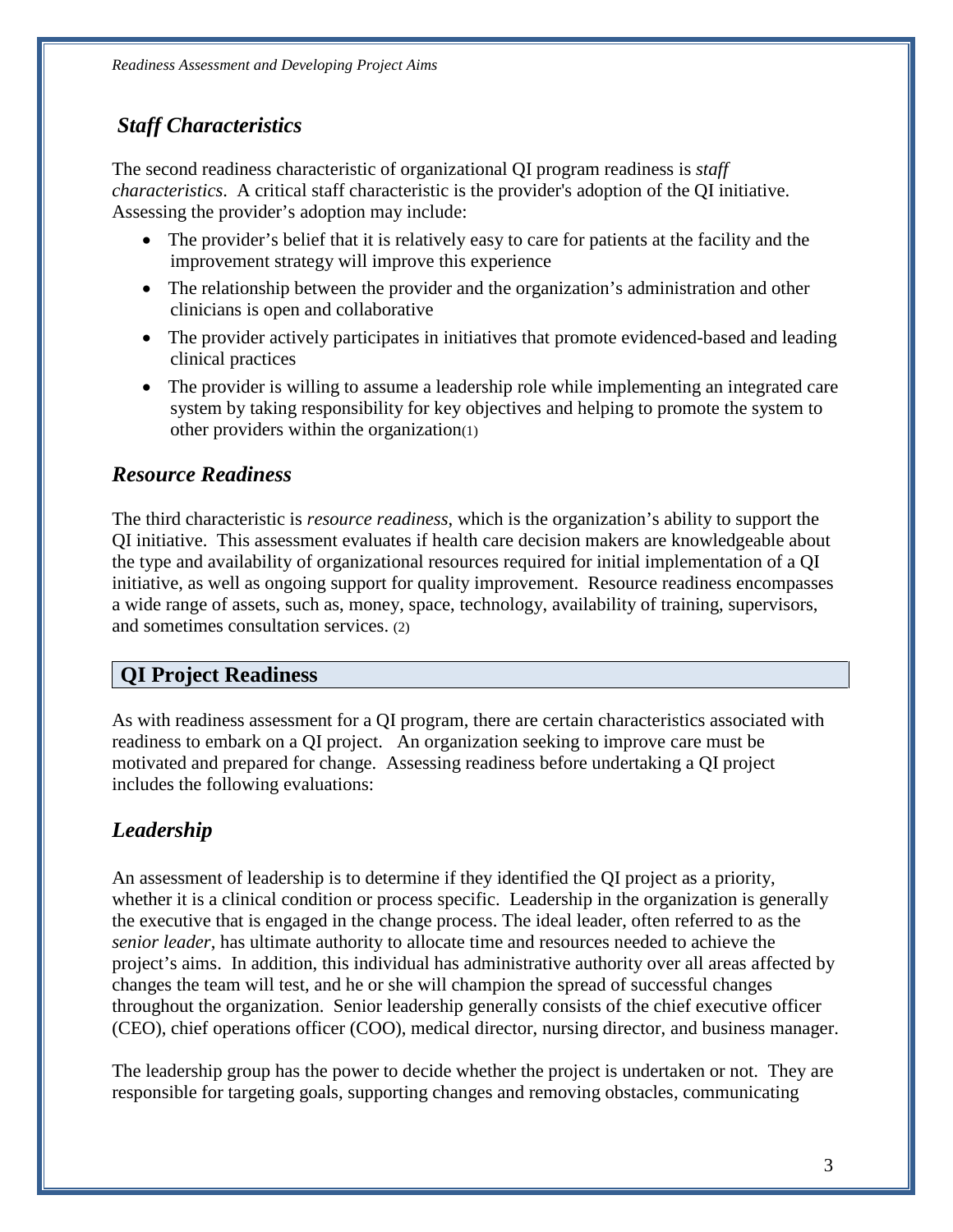### *Staff Characteristics*

The second readiness characteristic of organizational QI program readiness is *staff characteristics*. A critical staff characteristic is the provider's adoption of the QI initiative. Assessing the provider's adoption may include:

- The provider's belief that it is relatively easy to care for patients at the facility and the improvement strategy will improve this experience
- The relationship between the provider and the organization's administration and other clinicians is open and collaborative
- The provider actively participates in initiatives that promote evidenced-based and leading clinical practices
- The provider is willing to assume a leadership role while implementing an integrated care system by taking responsibility for key objectives and helping to promote the system to other providers within the organization(1)

### *Resource Readiness*

The third characteristic is *resource readiness*, which is the organization's ability to support the QI initiative. This assessment evaluates if health care decision makers are knowledgeable about the type and availability of organizational resources required for initial implementation of a QI initiative, as well as ongoing support for quality improvement. Resource readiness encompasses a wide range of assets, such as, money, space, technology, availability of training, supervisors, and sometimes consultation services. (2)

## QI Project Readiness

As with readiness assessment for a QI program, there are certain characteristics associated with readiness to embark on a QI project. An organization seeking to improve care must be motivated and prepared for change. Assessing readiness before undertaking a QI project includes the following evaluations:

### *Leadership*

An assessment of leadership is to determine if they identified the QI project as a priority, whether it is a clinical condition or process specific. Leadership in the organization is generally the executive that is engaged in the change process. The ideal leader, often referred to as the *senior leader*, has ultimate authority to allocate time and resources needed to achieve the project's aims. In addition, this individual has administrative authority over all areas affected by changes the team will test, and he or she will champion the spread of successful changes throughout the organization. Senior leadership generally consists of the chief executive officer (CEO), chief operations officer (COO), medical director, nursing director, and business manager.

The leadership group has the power to decide whether the project is undertaken or not. They are responsible for targeting goals, supporting changes and removing obstacles, communicating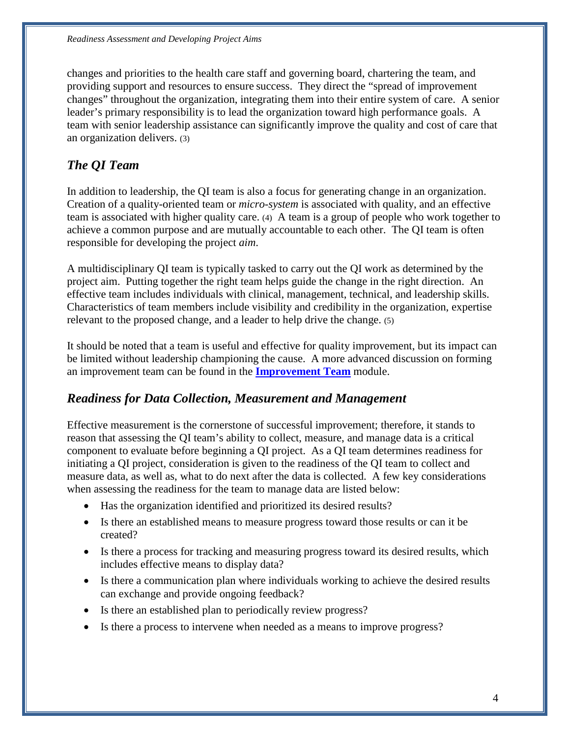changes and priorities to the health care staff and governing board, chartering the team, and providing support and resources to ensure success. They direct the "spread of improvement changes" throughout the organization, integrating them into their entire system of care. A senior leader's primary responsibility is to lead the organization toward high performance goals. A team with senior leadership assistance can significantly improve the quality and cost of care that an organization delivers. (3)

## *The QI Team*

In addition to leadership, the QI team is also a focus for generating change in an organization. Creation of a quality-oriented team or *micro-system* is associated with quality, and an effective team is associated with higher quality care. (4) A team is a group of people who work together to achieve a common purpose and are mutually accountable to each other. The QI team is often responsible for developing the project *aim*.

A multidisciplinary QI team is typically tasked to carry out the QI work as determined by the project aim. Putting together the right team helps guide the change in the right direction. An effective team includes individuals with clinical, management, technical, and leadership skills. Characteristics of team members include visibility and credibility in the organization, expertise relevant to the proposed change, and a leader to help drive the change. (5)

It should be noted that a team is useful and effective for quality improvement, but its impact can be limited without leadership championing the cause. A more advanced discussion on forming an improvement team can be found in the **Improvement Team** module.

## *Readiness for Data Collection, Measurement and Management*

Effective measurement is the cornerstone of successful improvement; therefore, it stands to reason that assessing the QI team's ability to collect, measure, and manage data is a critical component to evaluate before beginning a QI project. As a QI team determines readiness for initiating a QI project, consideration is given to the readiness of the QI team to collect and measure data, as well as, what to do next after the data is collected. A few key considerations when assessing the readiness for the team to manage data are listed below:

- Has the organization identified and prioritized its desired results?
- Is there an established means to measure progress toward those results or can it be created?
- Is there a process for tracking and measuring progress toward its desired results, which includes effective means to display data?
- Is there a communication plan where individuals working to achieve the desired results can exchange and provide ongoing feedback?
- Is there an established plan to periodically review progress?
- Is there a process to intervene when needed as a means to improve progress?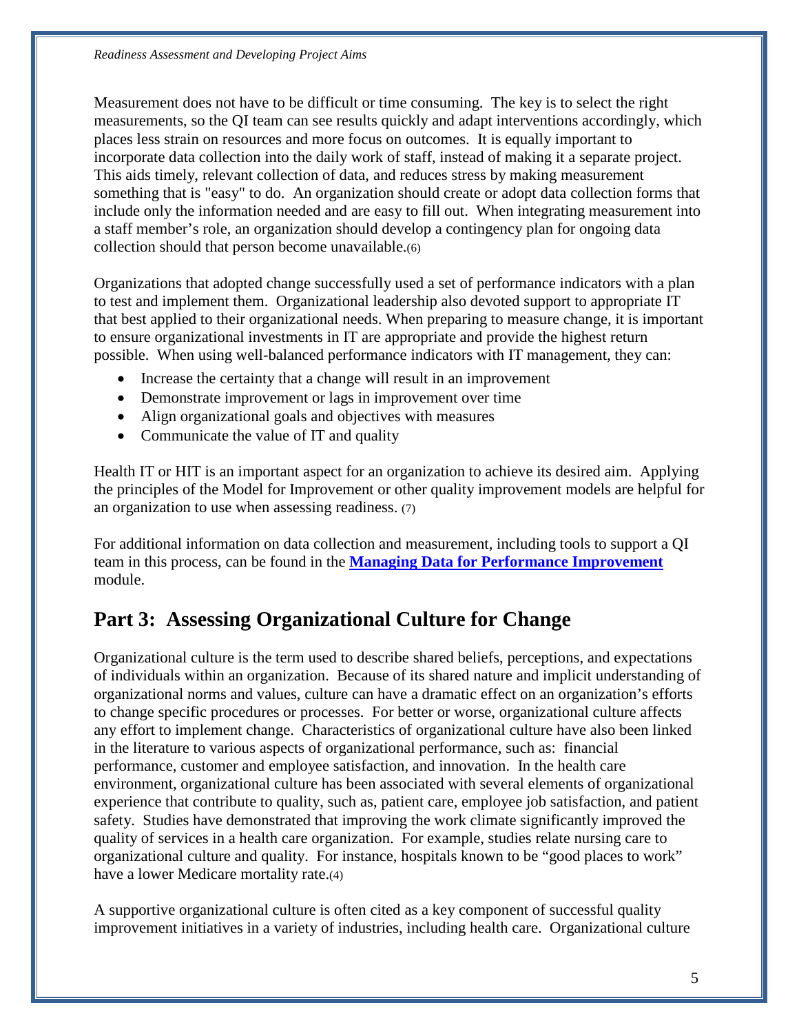Measurement does not have to be difficult or time consuming. The key is to select the right measurements, so the QI team can see results quickly and adapt interventions accordingly, which places less strain on resources and more focus on outcomes. It is equally important to incorporate data collection into the daily work of staff, instead of making it a separate project. This aids timely, relevant collection of data, and reduces stress by making measurement something that is "easy" to do. An organization should create or adopt data collection forms that include only the information needed and are easy to fill out. When integrating measurement into a staff member's role, an organization should develop a contingency plan for ongoing data collection should that person become unavailable.(6)

Organizations that adopted change successfully used a set of performance indicators with a plan to test and implement them. Organizational leadership also devoted support to appropriate IT that best applied to their organizational needs. When preparing to measure change, it is important to ensure organizational investments in IT are appropriate and provide the highest return possible. When using well-balanced performance indicators with IT management, they can:

- Increase the certainty that a change will result in an improvement
- Demonstrate improvement or lags in improvement over time
- Align organizational goals and objectives with measures
- Communicate the value of IT and quality

Health IT or HIT is an important aspect for an organization to achieve its desired aim. Applying the principles of the Model for Improvement or other quality improvement models are helpful for an organization to use when assessing readiness. (7)

For additional information on data collection and measurement, including tools to support a QI team in this process, can be found in the **Managing Data for Performance Improvement** module.

## Part 3: Assessing Organizational Culture for Change

Organizational culture is the term used to describe shared beliefs, perceptions, and expectations of individuals within an organization. Because of its shared nature and implicit understanding of organizational norms and values, culture can have a dramatic effect on an organization's efforts to change specific procedures or processes. For better or worse, organizational culture affects any effort to implement change. Characteristics of organizational culture have also been linked in the literature to various aspects of organizational performance, such as: financial performance, customer and employee satisfaction, and innovation. In the health care environment, organizational culture has been associated with several elements of organizational experience that contribute to quality, such as, patient care, employee job satisfaction, and patient safety. Studies have demonstrated that improving the work climate significantly improved the quality of services in a health care organization. For example, studies relate nursing care to organizational culture and quality. For instance, hospitals known to be "good places to work" have a lower Medicare mortality rate.(4)

A supportive organizational culture is often cited as a key component of successful quality improvement initiatives in a variety of industries, including health care. Organizational culture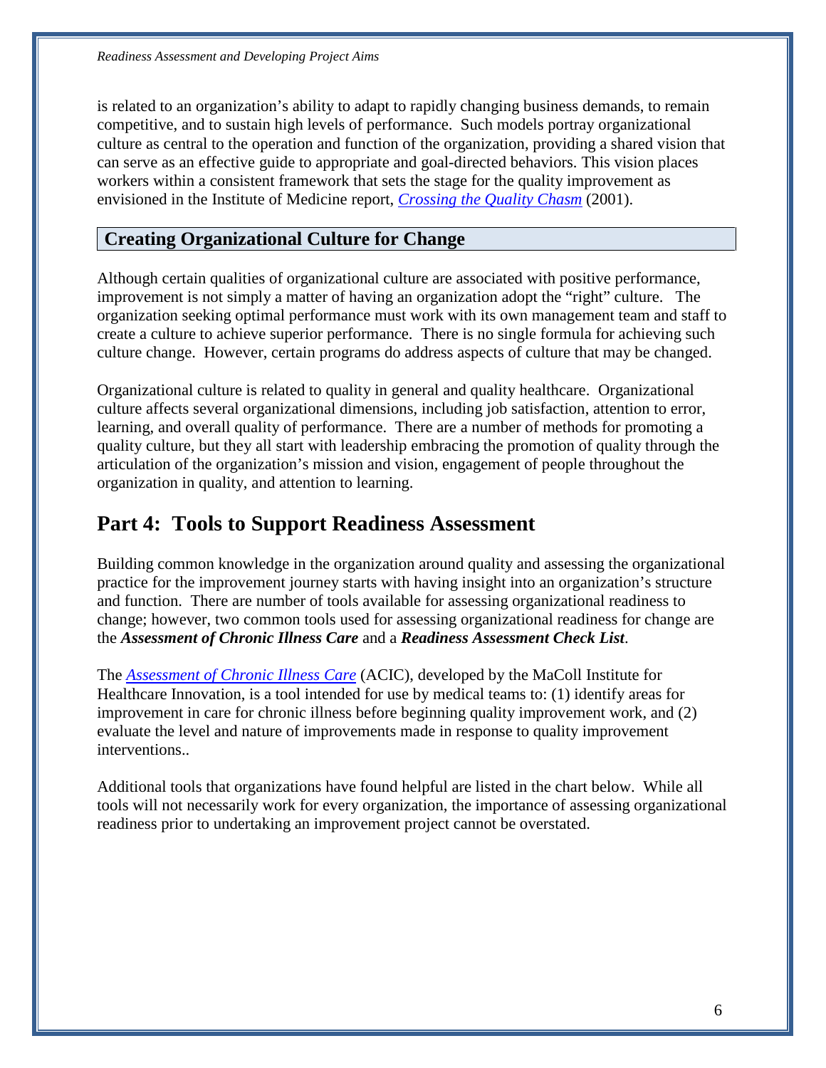is related to an organization's ability to adapt to rapidly changing business demands, to remain competitive, and to sustain high levels of performance. Such models portray organizational culture as central to the operation and function of the organization, providing a shared vision that can serve as an effective guide to appropriate and goal-directed behaviors. This vision places workers within a consistent framework that sets the stage for the quality improvement as envisioned in the Institute of Medicine report, *Crossing the Quality Chasm* (2001).

## Creating Organizational Culture for Change

Although certain qualities of organizational culture are associated with positive performance, improvement is not simply a matter of having an organization adopt the "right" culture. The organization seeking optimal performance must work with its own management team and staff to create a culture to achieve superior performance. There is no single formula for achieving such culture change. However, certain programs do address aspects of culture that may be changed.

Organizational culture is related to quality in general and quality healthcare. Organizational culture affects several organizational dimensions, including job satisfaction, attention to error, learning, and overall quality of performance. There are a number of methods for promoting a quality culture, but they all start with leadership embracing the promotion of quality through the articulation of the organization's mission and vision, engagement of people throughout the organization in quality, and attention to learning.

# Part 4: Tools to Support Readiness Assessment

Building common knowledge in the organization around quality and assessing the organizational practice for the improvement journey starts with having insight into an organization's structure and function. There are number of tools available for assessing organizational readiness to change; however, two common tools used for assessing organizational readiness for change are the ***Assessment of Chronic Illness Care*** and a ***Readiness Assessment Check List***.

The *Assessment of Chronic Illness Care* (ACIC), developed by the MaColl Institute for Healthcare Innovation, is a tool intended for use by medical teams to: (1) identify areas for improvement in care for chronic illness before beginning quality improvement work, and (2) evaluate the level and nature of improvements made in response to quality improvement interventions..

Additional tools that organizations have found helpful are listed in the chart below. While all tools will not necessarily work for every organization, the importance of assessing organizational readiness prior to undertaking an improvement project cannot be overstated.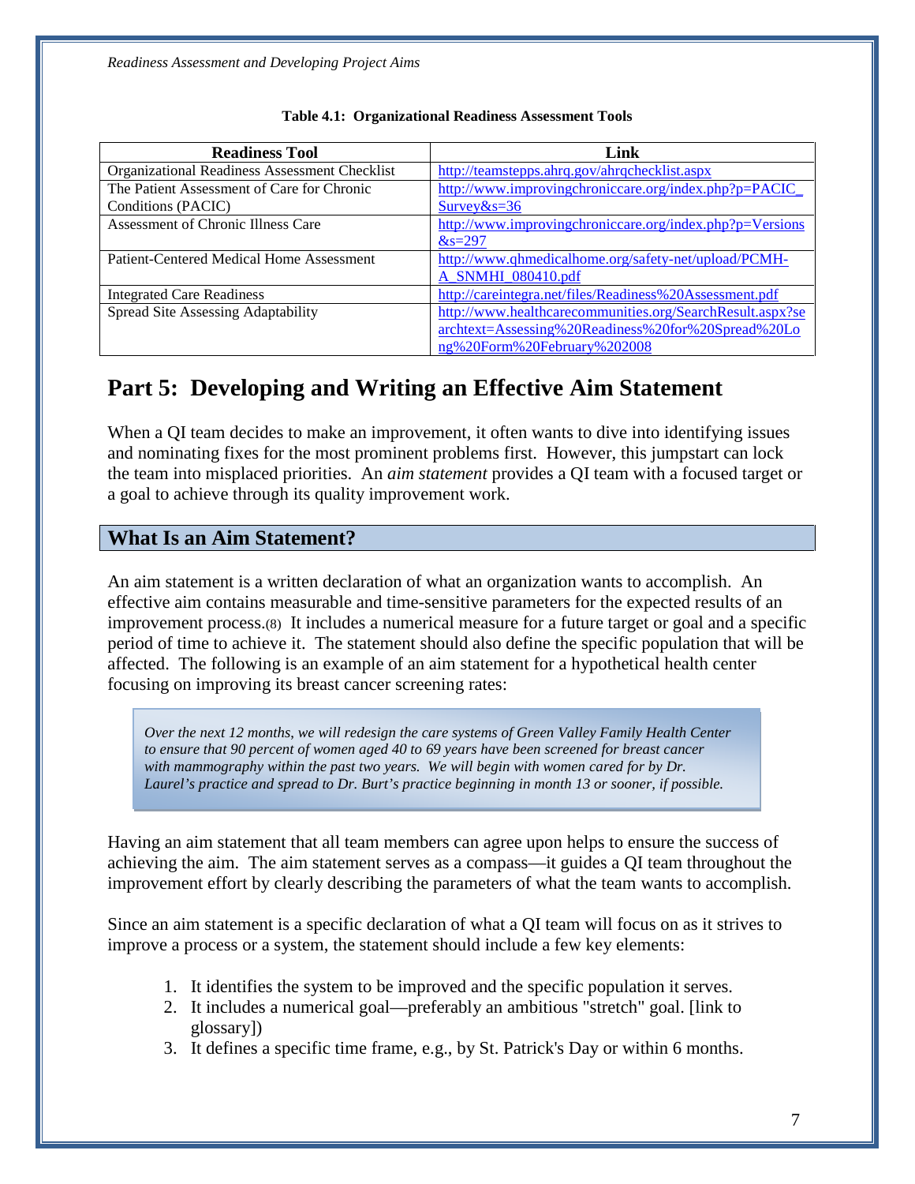**Table 4.1: Organizational Readiness Assessment Tools**

| Readiness Tool | Link |
|---|---|
| Organizational Readiness Assessment Checklist | http://teamstepps.ahrq.gov/ahrqchecklist.aspx |
| The Patient Assessment of Care for Chronic Conditions (PACIC) | http://www.improvingchroniccare.org/index.php?p=PACIC_Survey&s=36 |
| Assessment of Chronic Illness Care | http://www.improvingchroniccare.org/index.php?p=Versions&s=297 |
| Patient-Centered Medical Home Assessment | http://www.qhmedicalhome.org/safety-net/upload/PCMH-A_SNMHI_080410.pdf |
| Integrated Care Readiness | http://careintegra.net/files/Readiness%20Assessment.pdf |
| Spread Site Assessing Adaptability | http://www.healthcarecommunities.org/SearchResult.aspx?searchtext=Assessing%20Readiness%20for%20Spread%20Long%20Form%20February%202008 |

# Part 5: Developing and Writing an Effective Aim Statement

When a QI team decides to make an improvement, it often wants to dive into identifying issues and nominating fixes for the most prominent problems first. However, this jumpstart can lock the team into misplaced priorities. An *aim statement* provides a QI team with a focused target or a goal to achieve through its quality improvement work.

## What Is an Aim Statement?

An aim statement is a written declaration of what an organization wants to accomplish. An effective aim contains measurable and time-sensitive parameters for the expected results of an improvement process.(8) It includes a numerical measure for a future target or goal and a specific period of time to achieve it. The statement should also define the specific population that will be affected. The following is an example of an aim statement for a hypothetical health center focusing on improving its breast cancer screening rates:

> *Over the next 12 months, we will redesign the care systems of Green Valley Family Health Center to ensure that 90 percent of women aged 40 to 69 years have been screened for breast cancer with mammography within the past two years. We will begin with women cared for by Dr. Laurel's practice and spread to Dr. Burt's practice beginning in month 13 or sooner, if possible.*

Having an aim statement that all team members can agree upon helps to ensure the success of achieving the aim. The aim statement serves as a compass—it guides a QI team throughout the improvement effort by clearly describing the parameters of what the team wants to accomplish.

Since an aim statement is a specific declaration of what a QI team will focus on as it strives to improve a process or a system, the statement should include a few key elements:

1. It identifies the system to be improved and the specific population it serves.
2. It includes a numerical goal—preferably an ambitious "stretch" goal. [link to glossary])
3. It defines a specific time frame, e.g., by St. Patrick's Day or within 6 months.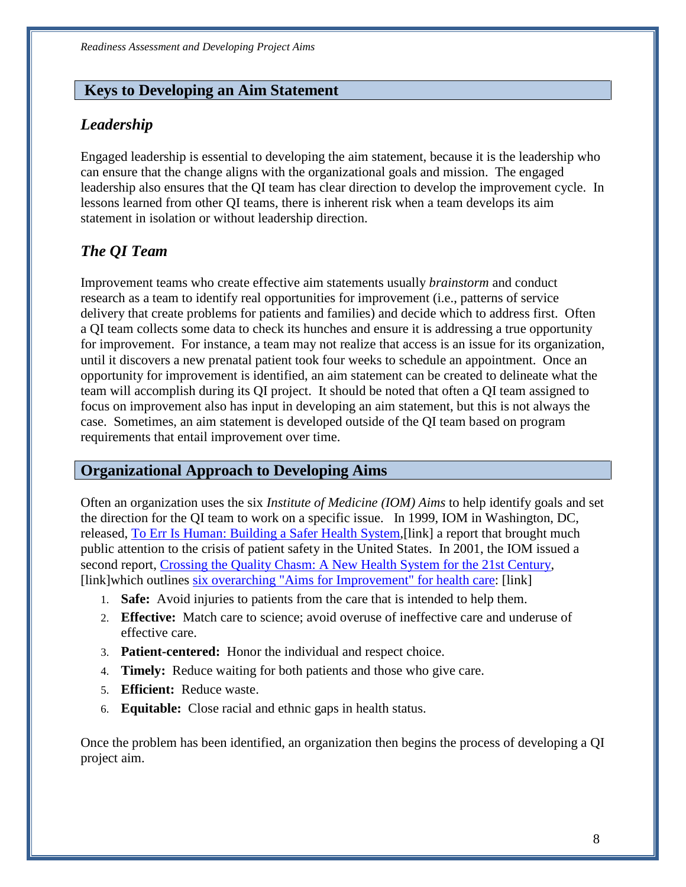## Keys to Developing an Aim Statement

### *Leadership*

Engaged leadership is essential to developing the aim statement, because it is the leadership who can ensure that the change aligns with the organizational goals and mission. The engaged leadership also ensures that the QI team has clear direction to develop the improvement cycle. In lessons learned from other QI teams, there is inherent risk when a team develops its aim statement in isolation or without leadership direction.

### *The QI Team*

Improvement teams who create effective aim statements usually *brainstorm* and conduct research as a team to identify real opportunities for improvement (i.e., patterns of service delivery that create problems for patients and families) and decide which to address first. Often a QI team collects some data to check its hunches and ensure it is addressing a true opportunity for improvement. For instance, a team may not realize that access is an issue for its organization, until it discovers a new prenatal patient took four weeks to schedule an appointment. Once an opportunity for improvement is identified, an aim statement can be created to delineate what the team will accomplish during its QI project. It should be noted that often a QI team assigned to focus on improvement also has input in developing an aim statement, but this is not always the case. Sometimes, an aim statement is developed outside of the QI team based on program requirements that entail improvement over time.

## Organizational Approach to Developing Aims

Often an organization uses the six *Institute of Medicine (IOM) Aims* to help identify goals and set the direction for the QI team to work on a specific issue. In 1999, IOM in Washington, DC, released, To Err Is Human: Building a Safer Health System,[link] a report that brought much public attention to the crisis of patient safety in the United States. In 2001, the IOM issued a second report, Crossing the Quality Chasm: A New Health System for the 21st Century, [link]which outlines six overarching "Aims for Improvement" for health care: [link]

1. **Safe:** Avoid injuries to patients from the care that is intended to help them.
2. **Effective:** Match care to science; avoid overuse of ineffective care and underuse of effective care.
3. **Patient-centered:** Honor the individual and respect choice.
4. **Timely:** Reduce waiting for both patients and those who give care.
5. **Efficient:** Reduce waste.
6. **Equitable:** Close racial and ethnic gaps in health status.

Once the problem has been identified, an organization then begins the process of developing a QI project aim.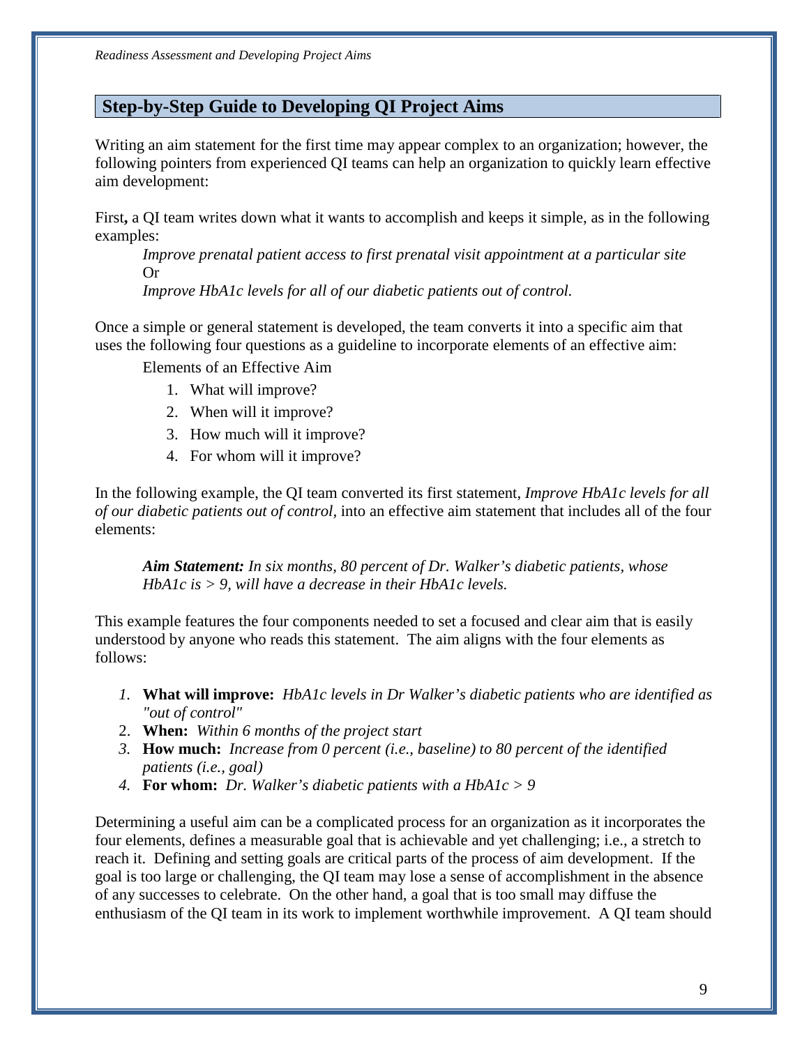## Step-by-Step Guide to Developing QI Project Aims

Writing an aim statement for the first time may appear complex to an organization; however, the following pointers from experienced QI teams can help an organization to quickly learn effective aim development:

First**,** a QI team writes down what it wants to accomplish and keeps it simple, as in the following examples:

> *Improve prenatal patient access to first prenatal visit appointment at a particular site*
> Or
> *Improve HbA1c levels for all of our diabetic patients out of control.*

Once a simple or general statement is developed, the team converts it into a specific aim that uses the following four questions as a guideline to incorporate elements of an effective aim:

Elements of an Effective Aim

1. What will improve?
2. When will it improve?
3. How much will it improve?
4. For whom will it improve?

In the following example, the QI team converted its first statement, *Improve HbA1c levels for all of our diabetic patients out of control,* into an effective aim statement that includes all of the four elements:

> ***Aim Statement:*** *In six months, 80 percent of Dr. Walker's diabetic patients, whose HbA1c is > 9, will have a decrease in their HbA1c levels.*

This example features the four components needed to set a focused and clear aim that is easily understood by anyone who reads this statement. The aim aligns with the four elements as follows:

1. **What will improve:** *HbA1c levels in Dr Walker's diabetic patients who are identified as "out of control"*
2. **When:** *Within 6 months of the project start*
3. **How much:** *Increase from 0 percent (i.e., baseline) to 80 percent of the identified patients (i.e., goal)*
4. **For whom:** *Dr. Walker's diabetic patients with a HbA1c > 9*

Determining a useful aim can be a complicated process for an organization as it incorporates the four elements, defines a measurable goal that is achievable and yet challenging; i.e., a stretch to reach it. Defining and setting goals are critical parts of the process of aim development. If the goal is too large or challenging, the QI team may lose a sense of accomplishment in the absence of any successes to celebrate. On the other hand, a goal that is too small may diffuse the enthusiasm of the QI team in its work to implement worthwhile improvement. A QI team should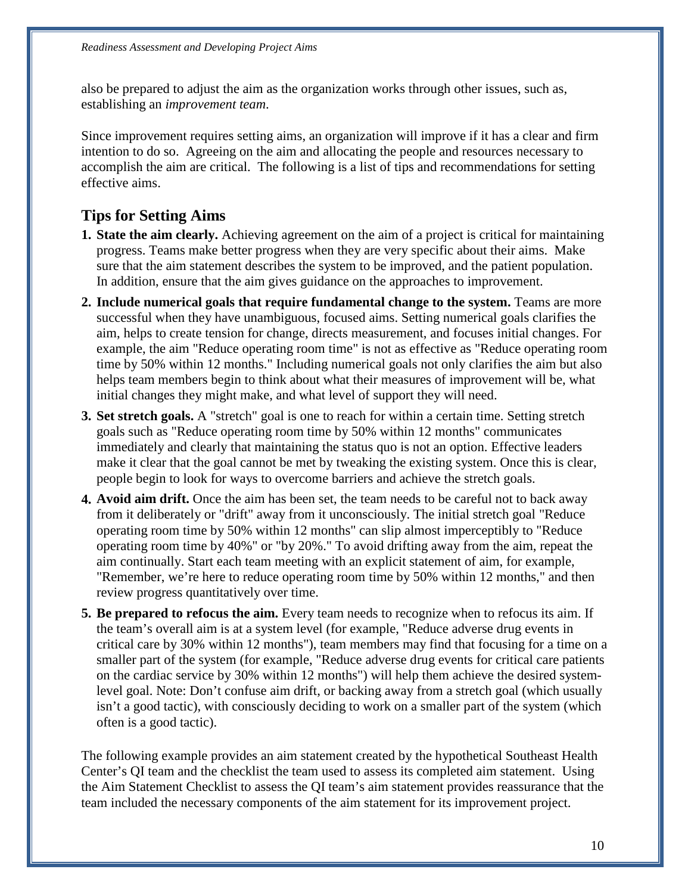also be prepared to adjust the aim as the organization works through other issues, such as, establishing an *improvement team*.

Since improvement requires setting aims, an organization will improve if it has a clear and firm intention to do so. Agreeing on the aim and allocating the people and resources necessary to accomplish the aim are critical. The following is a list of tips and recommendations for setting effective aims.

## Tips for Setting Aims

1. **State the aim clearly.** Achieving agreement on the aim of a project is critical for maintaining progress. Teams make better progress when they are very specific about their aims. Make sure that the aim statement describes the system to be improved, and the patient population. In addition, ensure that the aim gives guidance on the approaches to improvement.
2. **Include numerical goals that require fundamental change to the system.** Teams are more successful when they have unambiguous, focused aims. Setting numerical goals clarifies the aim, helps to create tension for change, directs measurement, and focuses initial changes. For example, the aim "Reduce operating room time" is not as effective as "Reduce operating room time by 50% within 12 months." Including numerical goals not only clarifies the aim but also helps team members begin to think about what their measures of improvement will be, what initial changes they might make, and what level of support they will need.
3. **Set stretch goals.** A "stretch" goal is one to reach for within a certain time. Setting stretch goals such as "Reduce operating room time by 50% within 12 months" communicates immediately and clearly that maintaining the status quo is not an option. Effective leaders make it clear that the goal cannot be met by tweaking the existing system. Once this is clear, people begin to look for ways to overcome barriers and achieve the stretch goals.
4. **Avoid aim drift.** Once the aim has been set, the team needs to be careful not to back away from it deliberately or "drift" away from it unconsciously. The initial stretch goal "Reduce operating room time by 50% within 12 months" can slip almost imperceptibly to "Reduce operating room time by 40%" or "by 20%." To avoid drifting away from the aim, repeat the aim continually. Start each team meeting with an explicit statement of aim, for example, "Remember, we're here to reduce operating room time by 50% within 12 months," and then review progress quantitatively over time.
5. **Be prepared to refocus the aim.** Every team needs to recognize when to refocus its aim. If the team's overall aim is at a system level (for example, "Reduce adverse drug events in critical care by 30% within 12 months"), team members may find that focusing for a time on a smaller part of the system (for example, "Reduce adverse drug events for critical care patients on the cardiac service by 30% within 12 months") will help them achieve the desired system-level goal. Note: Don't confuse aim drift, or backing away from a stretch goal (which usually isn't a good tactic), with consciously deciding to work on a smaller part of the system (which often is a good tactic).

The following example provides an aim statement created by the hypothetical Southeast Health Center's QI team and the checklist the team used to assess its completed aim statement. Using the Aim Statement Checklist to assess the QI team's aim statement provides reassurance that the team included the necessary components of the aim statement for its improvement project.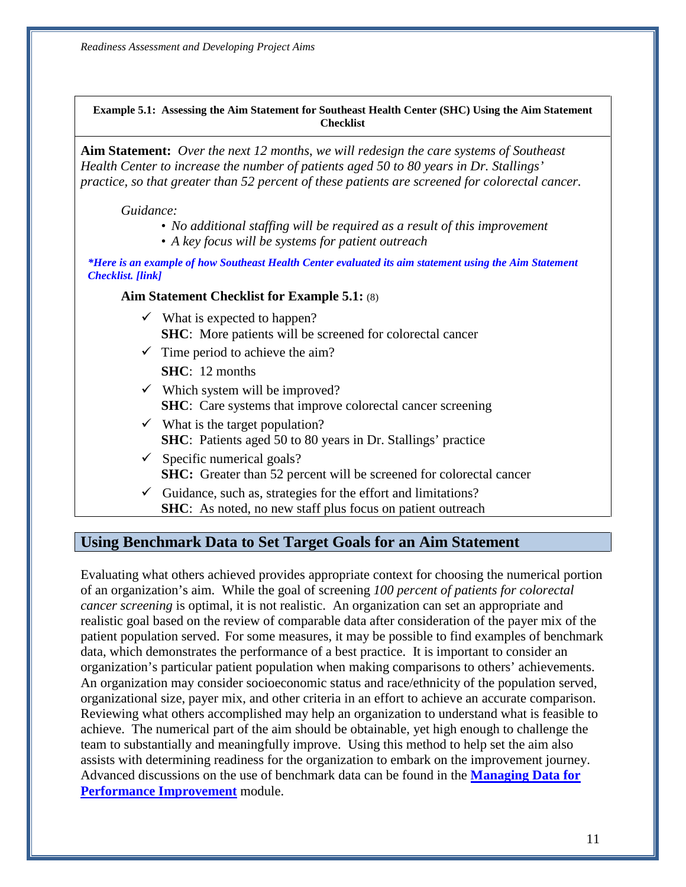**Example 5.1: Assessing the Aim Statement for Southeast Health Center (SHC) Using the Aim Statement Checklist**

**Aim Statement:** *Over the next 12 months, we will redesign the care systems of Southeast Health Center to increase the number of patients aged 50 to 80 years in Dr. Stallings' practice, so that greater than 52 percent of these patients are screened for colorectal cancer.*

*Guidance:*

- *No additional staffing will be required as a result of this improvement*
- *A key focus will be systems for patient outreach*

***Here is an example of how Southeast Health Center evaluated its aim statement using the Aim Statement Checklist. [link]***

**Aim Statement Checklist for Example 5.1:** (8)

- ✓ What is expected to happen?
  **SHC**: More patients will be screened for colorectal cancer
- ✓ Time period to achieve the aim?
  **SHC**: 12 months
- ✓ Which system will be improved?
  **SHC**: Care systems that improve colorectal cancer screening
- ✓ What is the target population?
  **SHC**: Patients aged 50 to 80 years in Dr. Stallings' practice
- ✓ Specific numerical goals?
  **SHC:** Greater than 52 percent will be screened for colorectal cancer
- ✓ Guidance, such as, strategies for the effort and limitations?
  **SHC**: As noted, no new staff plus focus on patient outreach

## Using Benchmark Data to Set Target Goals for an Aim Statement

Evaluating what others achieved provides appropriate context for choosing the numerical portion of an organization's aim. While the goal of screening *100 percent of patients for colorectal cancer screening* is optimal, it is not realistic. An organization can set an appropriate and realistic goal based on the review of comparable data after consideration of the payer mix of the patient population served. For some measures, it may be possible to find examples of benchmark data, which demonstrates the performance of a best practice. It is important to consider an organization's particular patient population when making comparisons to others' achievements. An organization may consider socioeconomic status and race/ethnicity of the population served, organizational size, payer mix, and other criteria in an effort to achieve an accurate comparison. Reviewing what others accomplished may help an organization to understand what is feasible to achieve. The numerical part of the aim should be obtainable, yet high enough to challenge the team to substantially and meaningfully improve. Using this method to help set the aim also assists with determining readiness for the organization to embark on the improvement journey. Advanced discussions on the use of benchmark data can be found in the **Managing Data for Performance Improvement** module.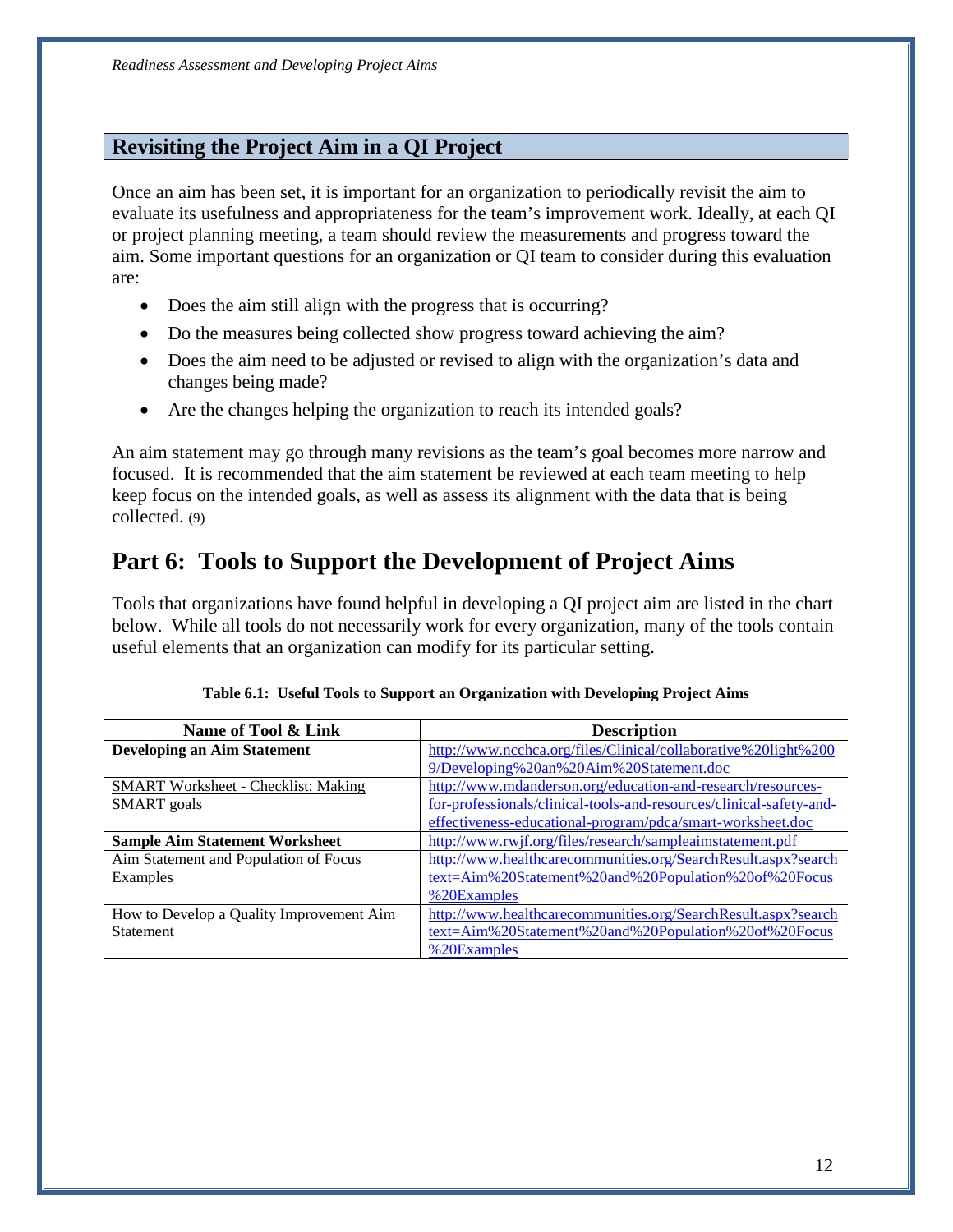## Revisiting the Project Aim in a QI Project

Once an aim has been set, it is important for an organization to periodically revisit the aim to evaluate its usefulness and appropriateness for the team's improvement work. Ideally, at each QI or project planning meeting, a team should review the measurements and progress toward the aim. Some important questions for an organization or QI team to consider during this evaluation are:

- Does the aim still align with the progress that is occurring?
- Do the measures being collected show progress toward achieving the aim?
- Does the aim need to be adjusted or revised to align with the organization's data and changes being made?
- Are the changes helping the organization to reach its intended goals?

An aim statement may go through many revisions as the team's goal becomes more narrow and focused. It is recommended that the aim statement be reviewed at each team meeting to help keep focus on the intended goals, as well as assess its alignment with the data that is being collected. (9)

# Part 6: Tools to Support the Development of Project Aims

Tools that organizations have found helpful in developing a QI project aim are listed in the chart below. While all tools do not necessarily work for every organization, many of the tools contain useful elements that an organization can modify for its particular setting.

**Table 6.1: Useful Tools to Support an Organization with Developing Project Aims**

| Name of Tool & Link | Description |
|---|---|
| **Developing an Aim Statement** | http://www.ncchca.org/files/Clinical/collaborative%20light%2009/Developing%20an%20Aim%20Statement.doc |
| SMART Worksheet - Checklist: Making SMART goals | http://www.mdanderson.org/education-and-research/resources-for-professionals/clinical-tools-and-resources/clinical-safety-and-effectiveness-educational-program/pdca/smart-worksheet.doc |
| **Sample Aim Statement Worksheet** | http://www.rwjf.org/files/research/sampleaimstatement.pdf |
| Aim Statement and Population of Focus Examples | http://www.healthcarecommunities.org/SearchResult.aspx?searchtext=Aim%20Statement%20and%20Population%20of%20Focus%20Examples |
| How to Develop a Quality Improvement Aim Statement | http://www.healthcarecommunities.org/SearchResult.aspx?searchtext=Aim%20Statement%20and%20Population%20of%20Focus%20Examples |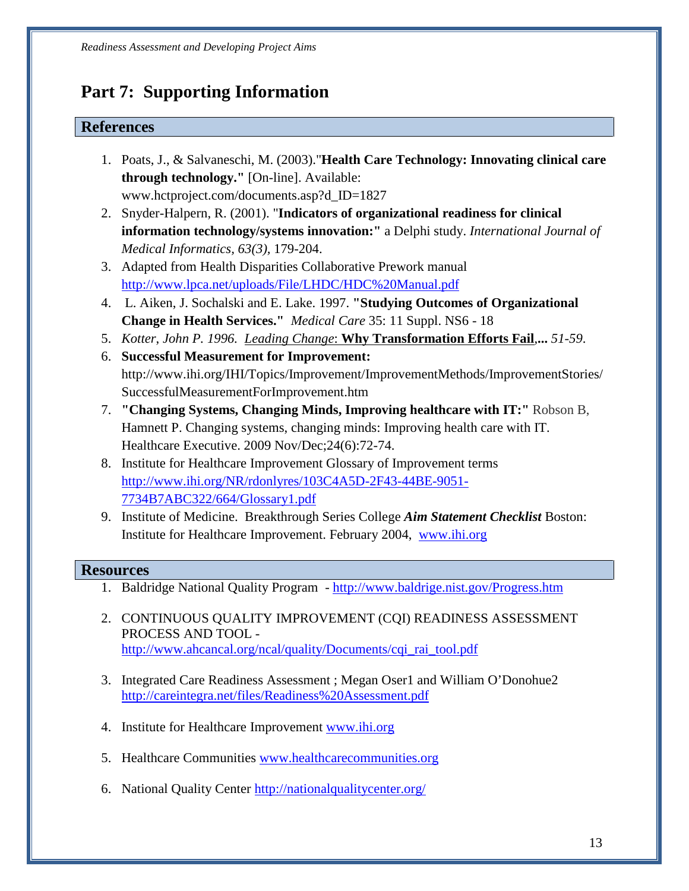# Part 7: Supporting Information

## References

1. Poats, J., & Salvaneschi, M. (2003)."**Health Care Technology: Innovating clinical care through technology."** [On-line]. Available: www.hctproject.com/documents.asp?d_ID=1827
2. Snyder-Halpern, R. (2001). "**Indicators of organizational readiness for clinical information technology/systems innovation:"** a Delphi study. *International Journal of Medical Informatics, 63(3),* 179-204.
3. Adapted from Health Disparities Collaborative Prework manual http://www.lpca.net/uploads/File/LHDC/HDC%20Manual.pdf
4. L. Aiken, J. Sochalski and E. Lake. 1997. **"Studying Outcomes of Organizational Change in Health Services."** *Medical Care* 35: 11 Suppl. NS6 - 18
5. *Kotter, John P. 1996. Leading Change*: **Why Transformation Efforts Fail**,*... 51-59.*
6. **Successful Measurement for Improvement:** http://www.ihi.org/IHI/Topics/Improvement/ImprovementMethods/ImprovementStories/SuccessfulMeasurementForImprovement.htm
7. **"Changing Systems, Changing Minds, Improving healthcare with IT:"** Robson B, Hamnett P. Changing systems, changing minds: Improving health care with IT. Healthcare Executive. 2009 Nov/Dec;24(6):72-74.
8. Institute for Healthcare Improvement Glossary of Improvement terms http://www.ihi.org/NR/rdonlyres/103C4A5D-2F43-44BE-9051-7734B7ABC322/664/Glossary1.pdf
9. Institute of Medicine. Breakthrough Series College ***Aim Statement Checklist*** Boston: Institute for Healthcare Improvement. February 2004, www.ihi.org

## Resources

1. Baldridge National Quality Program - http://www.baldrige.nist.gov/Progress.htm
2. CONTINUOUS QUALITY IMPROVEMENT (CQI) READINESS ASSESSMENT PROCESS AND TOOL - http://www.ahcancal.org/ncal/quality/Documents/cqi_rai_tool.pdf
3. Integrated Care Readiness Assessment ; Megan Oser1 and William O'Donohue2 http://careintegra.net/files/Readiness%20Assessment.pdf
4. Institute for Healthcare Improvement www.ihi.org
5. Healthcare Communities www.healthcarecommunities.org
6. National Quality Center http://nationalqualitycenter.org/